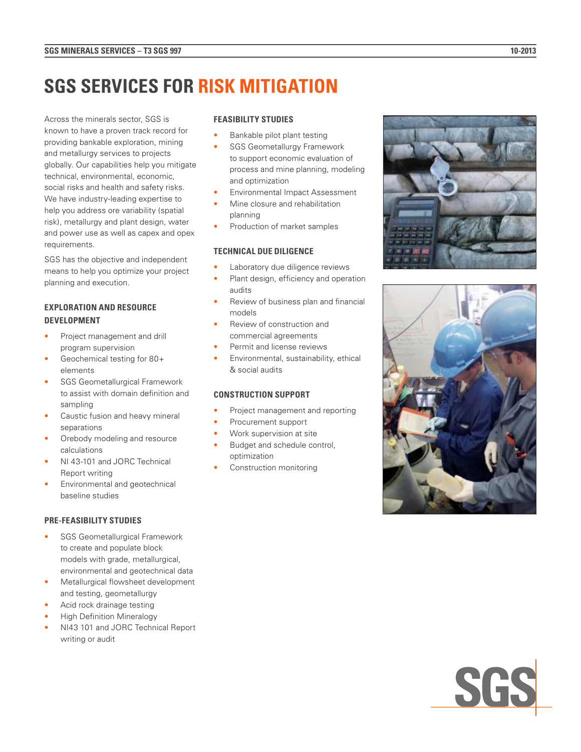# SGS SERVICES FOR RISK MITIGATION

Across the minerals sector, SGS is known to have a proven track record for providing bankable exploration, mining and metallurgy services to projects globally. Our capabilities help you mitigate technical, environmental, economic, social risks and health and safety risks. We have industry-leading expertise to help you address ore variability (spatial risk), metallurgy and plant design, water and power use as well as capex and opex requirements.

SGS has the objective and independent means to help you optimize your project planning and execution.

## EXPLORATION AND RESOURCE DEVELOPMENT

- Project management and drill program supervision
- Geochemical testing for 80+ elements
- SGS Geometallurgical Framework to assist with domain definition and sampling
- Caustic fusion and heavy mineral separations
- Orebody modeling and resource calculations
- NI 43-101 and JORC Technical Report writing
- Environmental and geotechnical baseline studies

## PRE-FEASIBILITY STUDIES

- SGS Geometallurgical Framework to create and populate block models with grade, metallurgical, environmental and geotechnical data
- Metallurgical flowsheet development and testing, geometallurgy
- Acid rock drainage testing
- High Definition Mineralogy
- NI43 101 and JORC Technical Report writing or audit

## FEASIBILITY STUDIES

- Bankable pilot plant testing
- SGS Geometallurgy Framework to support economic evaluation of process and mine planning, modeling and optimization
- Environmental Impact Assessment
- Mine closure and rehabilitation planning
- Production of market samples

## TECHNICAL DUE DILIGENCE

- Laboratory due diligence reviews
- Plant design, efficiency and operation audits
- Review of business plan and financial models
- Review of construction and commercial agreements
- Permit and license reviews
- Environmental, sustainability, ethical & social audits

## CONSTRUCTION SUPPORT

- Project management and reporting
- Procurement support
- Work supervision at site
- Budget and schedule control, optimization
- Construction monitoring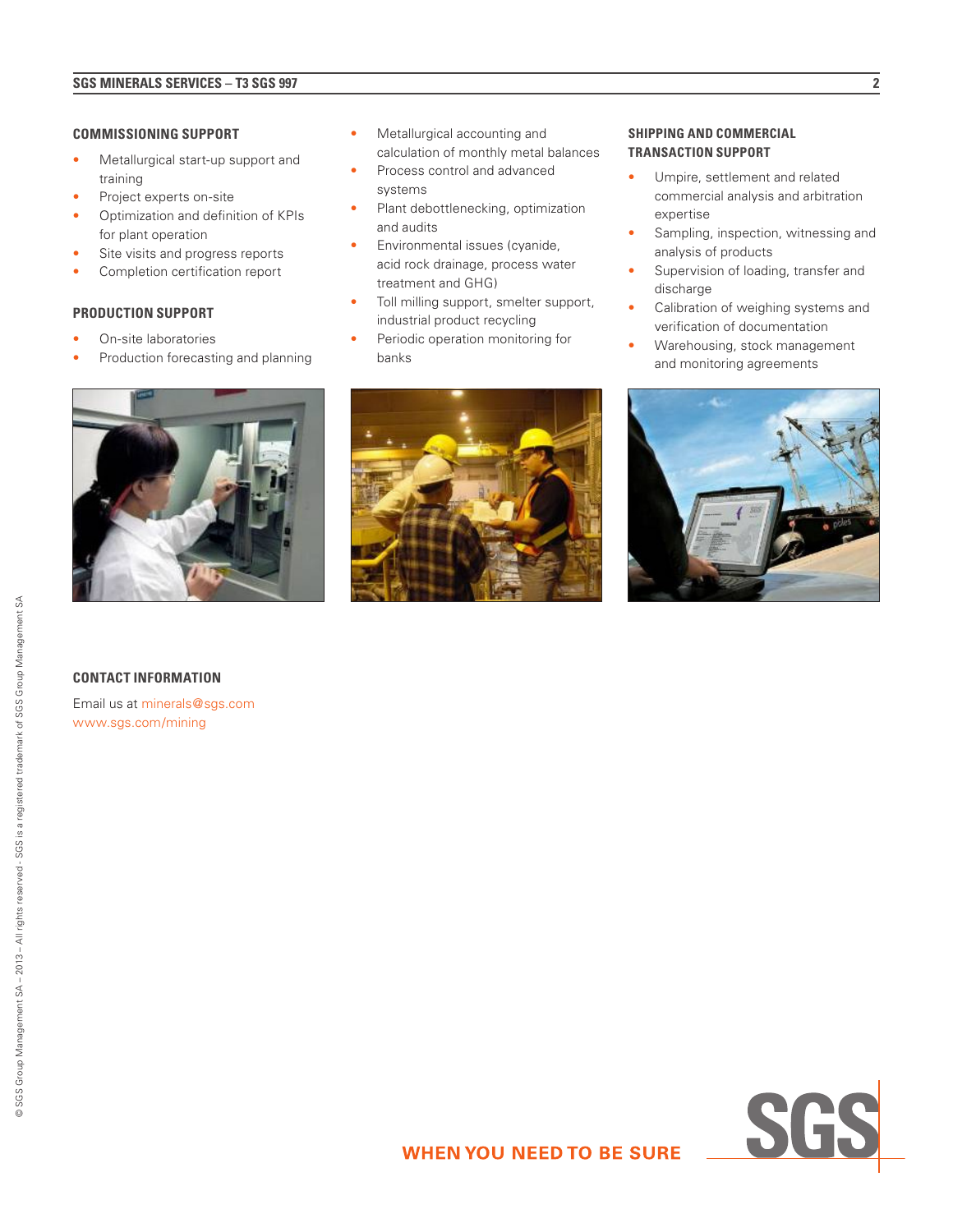## COMMISSIONING SUPPORT

- Metallurgical start-up support and training
- Project experts on-site
- Optimization and definition of KPIs for plant operation
- Site visits and progress reports
- Completion certification report

## PRODUCTION SUPPORT

- On-site laboratories
- Production forecasting and planning
- Metallurgical accounting and calculation of monthly metal balances
- Process control and advanced systems
- Plant debottlenecking, optimization and audits
- Environmental issues (cyanide, acid rock drainage, process water treatment and GHG)
- Toll milling support, smelter support, industrial product recycling
- Periodic operation monitoring for banks

## SHIPPING AND COMMERCIAL TRANSACTION SUPPORT

- Umpire, settlement and related commercial analysis and arbitration expertise
- Sampling, inspection, witnessing and analysis of products
- Supervision of loading, transfer and discharge
- Calibration of weighing systems and verification of documentation
- Warehousing, stock management and monitoring agreements

## CONTACT INFORMATION

Email us at minerals@sgs.com
www.sgs.com/mining

© SGS Group Management SA – 2013 – All rights reserved - SGS is a registered trademark of SGS Group Management SA

WHEN YOU NEED TO BE SURE

SGS